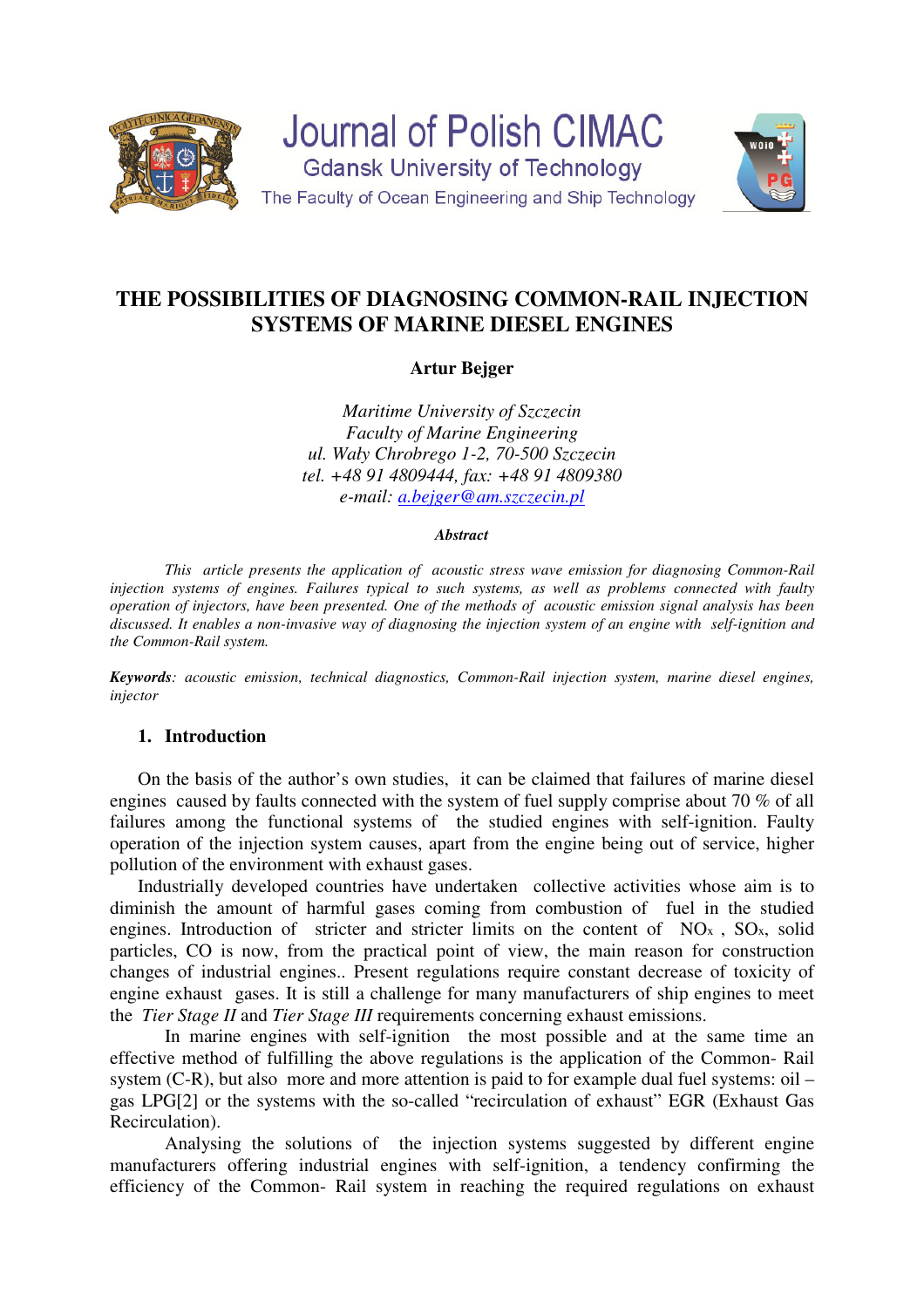Journal of Polish CIMAC

Gdansk University of Technology

The Faculty of Ocean Engineering and Ship Technology

# THE POSSIBILITIES OF DIAGNOSING COMMON-RAIL INJECTION SYSTEMS OF MARINE DIESEL ENGINES

**Artur Bejger**

*Maritime University of Szczecin*
*Faculty of Marine Engineering*
*ul. Wały Chrobrego 1-2, 70-500 Szczecin*
*tel. +48 91 4809444, fax: +48 91 4809380*
*e-mail: a.bejger@am.szczecin.pl*

***Abstract***

*This article presents the application of acoustic stress wave emission for diagnosing Common-Rail injection systems of engines. Failures typical to such systems, as well as problems connected with faulty operation of injectors, have been presented. One of the methods of acoustic emission signal analysis has been discussed. It enables a non-invasive way of diagnosing the injection system of an engine with self-ignition and the Common-Rail system.*

***Keywords****: acoustic emission, technical diagnostics, Common-Rail injection system, marine diesel engines, injector*

## 1. Introduction

On the basis of the author's own studies, it can be claimed that failures of marine diesel engines caused by faults connected with the system of fuel supply comprise about 70 % of all failures among the functional systems of the studied engines with self-ignition. Faulty operation of the injection system causes, apart from the engine being out of service, higher pollution of the environment with exhaust gases.

Industrially developed countries have undertaken collective activities whose aim is to diminish the amount of harmful gases coming from combustion of fuel in the studied engines. Introduction of stricter and stricter limits on the content of $NO_x$ , $SO_x$, solid particles, CO is now, from the practical point of view, the main reason for construction changes of industrial engines.. Present regulations require constant decrease of toxicity of engine exhaust gases. It is still a challenge for many manufacturers of ship engines to meet the *Tier Stage II* and *Tier Stage III* requirements concerning exhaust emissions.

In marine engines with self-ignition the most possible and at the same time an effective method of fulfilling the above regulations is the application of the Common- Rail system (C-R), but also more and more attention is paid to for example dual fuel systems: oil – gas LPG[2] or the systems with the so-called "recirculation of exhaust" EGR (Exhaust Gas Recirculation).

Analysing the solutions of the injection systems suggested by different engine manufacturers offering industrial engines with self-ignition, a tendency confirming the efficiency of the Common- Rail system in reaching the required regulations on exhaust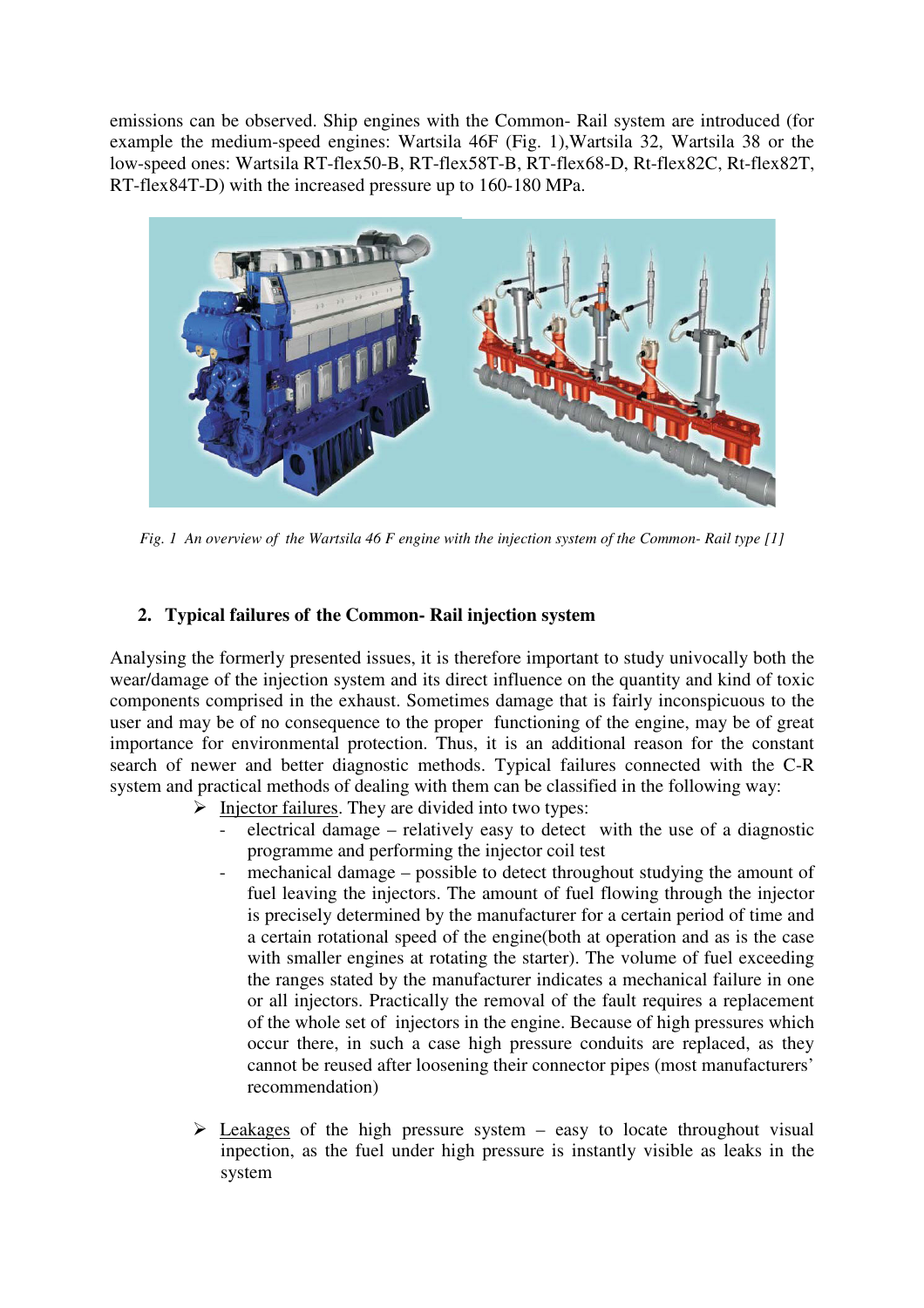emissions can be observed. Ship engines with the Common- Rail system are introduced (for example the medium-speed engines: Wartsila 46F (Fig. 1),Wartsila 32, Wartsila 38 or the low-speed ones: Wartsila RT-flex50-B, RT-flex58T-B, RT-flex68-D, Rt-flex82C, Rt-flex82T, RT-flex84T-D) with the increased pressure up to 160-180 MPa.

*Fig. 1 An overview of the Wartsila 46 F engine with the injection system of the Common- Rail type [1]*

## 2. Typical failures of the Common- Rail injection system

Analysing the formerly presented issues, it is therefore important to study univocally both the wear/damage of the injection system and its direct influence on the quantity and kind of toxic components comprised in the exhaust. Sometimes damage that is fairly inconspicuous to the user and may be of no consequence to the proper functioning of the engine, may be of great importance for environmental protection. Thus, it is an additional reason for the constant search of newer and better diagnostic methods. Typical failures connected with the C-R system and practical methods of dealing with them can be classified in the following way:

- Injector failures. They are divided into two types:
  - electrical damage – relatively easy to detect with the use of a diagnostic programme and performing the injector coil test
  - mechanical damage – possible to detect throughout studying the amount of fuel leaving the injectors. The amount of fuel flowing through the injector is precisely determined by the manufacturer for a certain period of time and a certain rotational speed of the engine(both at operation and as is the case with smaller engines at rotating the starter). The volume of fuel exceeding the ranges stated by the manufacturer indicates a mechanical failure in one or all injectors. Practically the removal of the fault requires a replacement of the whole set of injectors in the engine. Because of high pressures which occur there, in such a case high pressure conduits are replaced, as they cannot be reused after loosening their connector pipes (most manufacturers' recommendation)

- Leakages of the high pressure system – easy to locate throughout visual inpection, as the fuel under high pressure is instantly visible as leaks in the system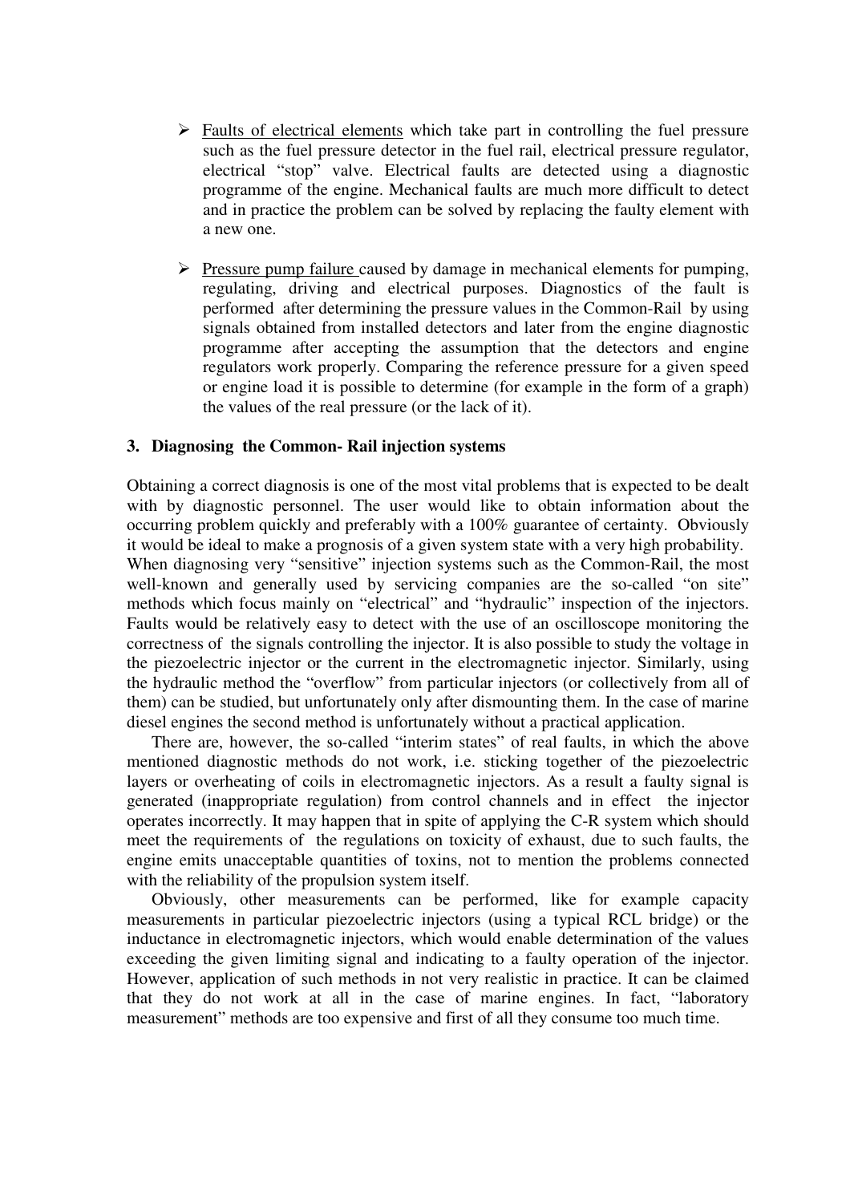- Faults of electrical elements which take part in controlling the fuel pressure such as the fuel pressure detector in the fuel rail, electrical pressure regulator, electrical "stop" valve. Electrical faults are detected using a diagnostic programme of the engine. Mechanical faults are much more difficult to detect and in practice the problem can be solved by replacing the faulty element with a new one.

- Pressure pump failure caused by damage in mechanical elements for pumping, regulating, driving and electrical purposes. Diagnostics of the fault is performed after determining the pressure values in the Common-Rail by using signals obtained from installed detectors and later from the engine diagnostic programme after accepting the assumption that the detectors and engine regulators work properly. Comparing the reference pressure for a given speed or engine load it is possible to determine (for example in the form of a graph) the values of the real pressure (or the lack of it).

### 3. Diagnosing the Common- Rail injection systems

Obtaining a correct diagnosis is one of the most vital problems that is expected to be dealt with by diagnostic personnel. The user would like to obtain information about the occurring problem quickly and preferably with a 100% guarantee of certainty. Obviously it would be ideal to make a prognosis of a given system state with a very high probability.
When diagnosing very "sensitive" injection systems such as the Common-Rail, the most well-known and generally used by servicing companies are the so-called "on site" methods which focus mainly on "electrical" and "hydraulic" inspection of the injectors. Faults would be relatively easy to detect with the use of an oscilloscope monitoring the correctness of the signals controlling the injector. It is also possible to study the voltage in the piezoelectric injector or the current in the electromagnetic injector. Similarly, using the hydraulic method the "overflow" from particular injectors (or collectively from all of them) can be studied, but unfortunately only after dismounting them. In the case of marine diesel engines the second method is unfortunately without a practical application.

There are, however, the so-called "interim states" of real faults, in which the above mentioned diagnostic methods do not work, i.e. sticking together of the piezoelectric layers or overheating of coils in electromagnetic injectors. As a result a faulty signal is generated (inappropriate regulation) from control channels and in effect the injector operates incorrectly. It may happen that in spite of applying the C-R system which should meet the requirements of the regulations on toxicity of exhaust, due to such faults, the engine emits unacceptable quantities of toxins, not to mention the problems connected with the reliability of the propulsion system itself.

Obviously, other measurements can be performed, like for example capacity measurements in particular piezoelectric injectors (using a typical RCL bridge) or the inductance in electromagnetic injectors, which would enable determination of the values exceeding the given limiting signal and indicating to a faulty operation of the injector. However, application of such methods in not very realistic in practice. It can be claimed that they do not work at all in the case of marine engines. In fact, "laboratory measurement" methods are too expensive and first of all they consume too much time.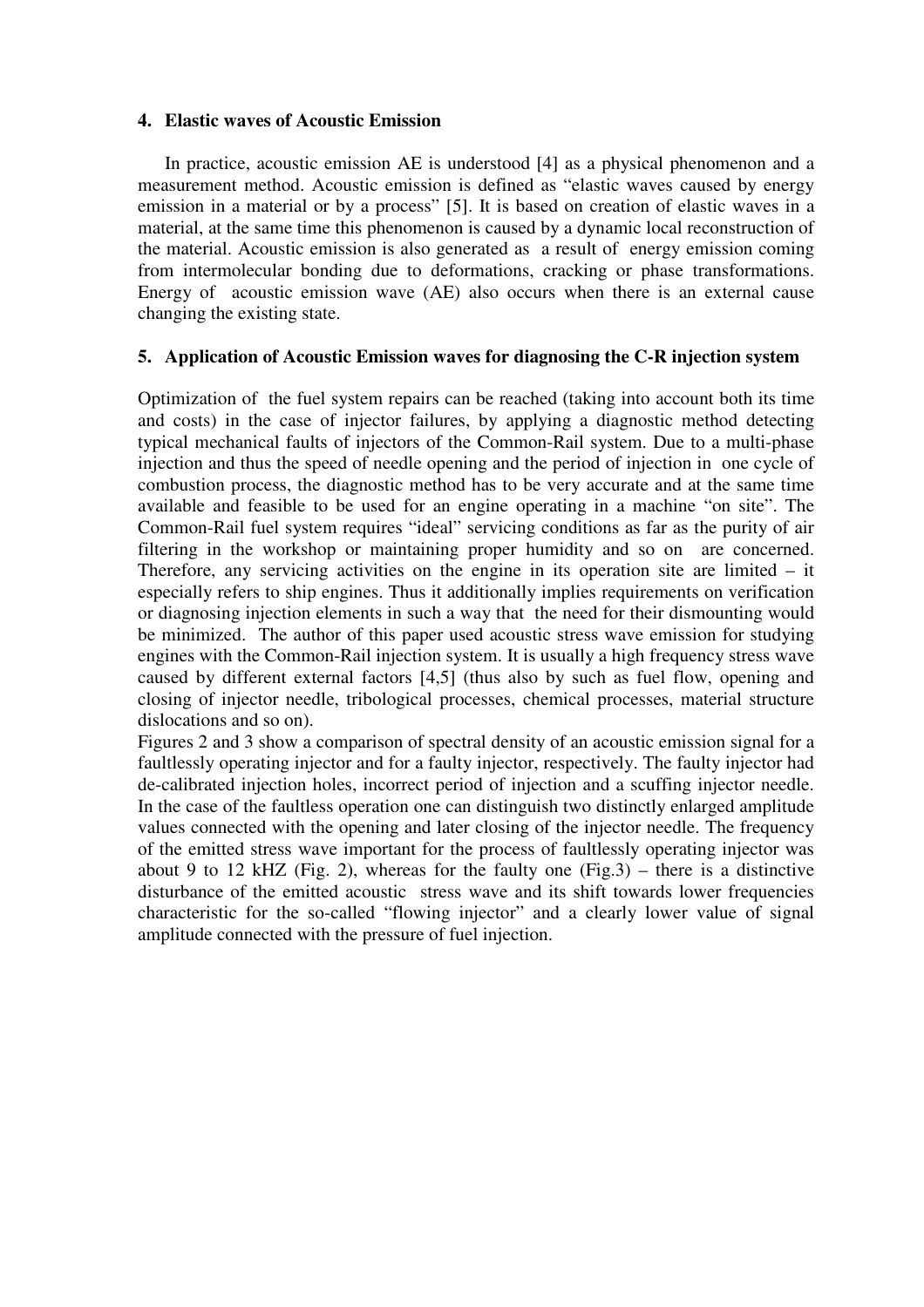## 4. Elastic waves of Acoustic Emission

In practice, acoustic emission AE is understood [4] as a physical phenomenon and a measurement method. Acoustic emission is defined as "elastic waves caused by energy emission in a material or by a process" [5]. It is based on creation of elastic waves in a material, at the same time this phenomenon is caused by a dynamic local reconstruction of the material. Acoustic emission is also generated as a result of energy emission coming from intermolecular bonding due to deformations, cracking or phase transformations. Energy of acoustic emission wave (AE) also occurs when there is an external cause changing the existing state.

## 5. Application of Acoustic Emission waves for diagnosing the C-R injection system

Optimization of the fuel system repairs can be reached (taking into account both its time and costs) in the case of injector failures, by applying a diagnostic method detecting typical mechanical faults of injectors of the Common-Rail system. Due to a multi-phase injection and thus the speed of needle opening and the period of injection in one cycle of combustion process, the diagnostic method has to be very accurate and at the same time available and feasible to be used for an engine operating in a machine "on site". The Common-Rail fuel system requires "ideal" servicing conditions as far as the purity of air filtering in the workshop or maintaining proper humidity and so on are concerned. Therefore, any servicing activities on the engine in its operation site are limited – it especially refers to ship engines. Thus it additionally implies requirements on verification or diagnosing injection elements in such a way that the need for their dismounting would be minimized. The author of this paper used acoustic stress wave emission for studying engines with the Common-Rail injection system. It is usually a high frequency stress wave caused by different external factors [4,5] (thus also by such as fuel flow, opening and closing of injector needle, tribological processes, chemical processes, material structure dislocations and so on).

Figures 2 and 3 show a comparison of spectral density of an acoustic emission signal for a faultlessly operating injector and for a faulty injector, respectively. The faulty injector had de-calibrated injection holes, incorrect period of injection and a scuffing injector needle. In the case of the faultless operation one can distinguish two distinctly enlarged amplitude values connected with the opening and later closing of the injector needle. The frequency of the emitted stress wave important for the process of faultlessly operating injector was about 9 to 12 kHZ (Fig. 2), whereas for the faulty one (Fig.3) – there is a distinctive disturbance of the emitted acoustic stress wave and its shift towards lower frequencies characteristic for the so-called "flowing injector" and a clearly lower value of signal amplitude connected with the pressure of fuel injection.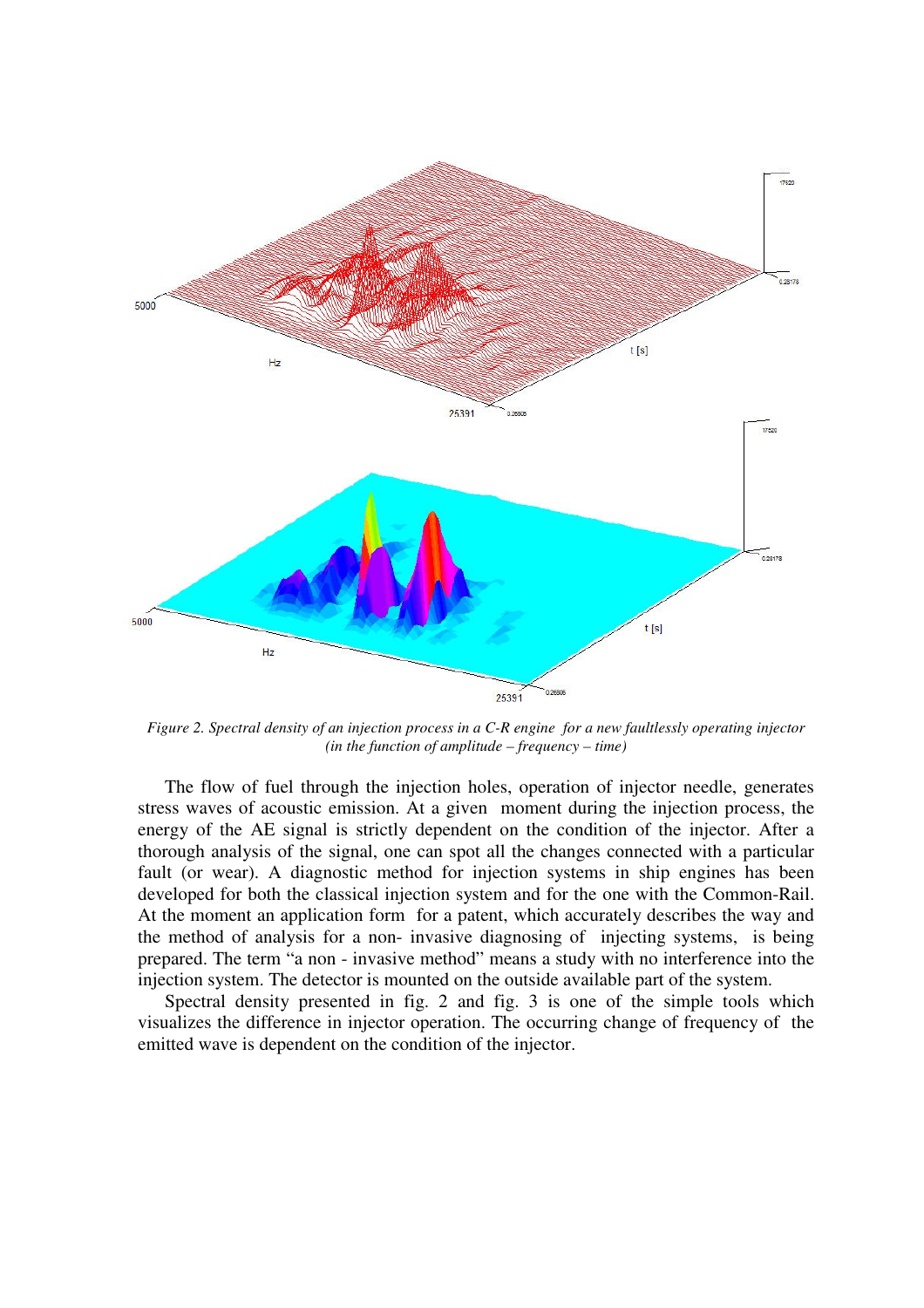*Figure 2. Spectral density of an injection process in a C-R engine for a new faultlessly operating injector (in the function of amplitude – frequency – time)*

The flow of fuel through the injection holes, operation of injector needle, generates stress waves of acoustic emission. At a given moment during the injection process, the energy of the AE signal is strictly dependent on the condition of the injector. After a thorough analysis of the signal, one can spot all the changes connected with a particular fault (or wear). A diagnostic method for injection systems in ship engines has been developed for both the classical injection system and for the one with the Common-Rail. At the moment an application form for a patent, which accurately describes the way and the method of analysis for a non- invasive diagnosing of injecting systems, is being prepared. The term "a non - invasive method" means a study with no interference into the injection system. The detector is mounted on the outside available part of the system.

Spectral density presented in fig. 2 and fig. 3 is one of the simple tools which visualizes the difference in injector operation. The occurring change of frequency of the emitted wave is dependent on the condition of the injector.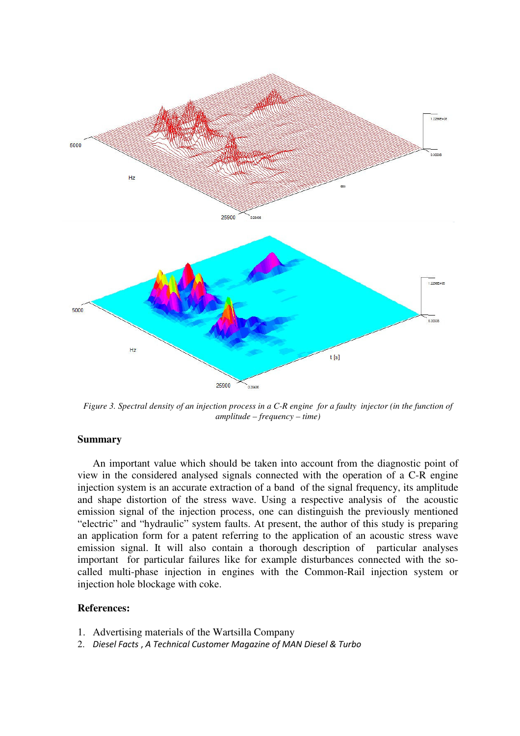*Figure 3. Spectral density of an injection process in a C-R engine for a faulty injector (in the function of amplitude – frequency – time)*

## Summary

An important value which should be taken into account from the diagnostic point of view in the considered analysed signals connected with the operation of a C-R engine injection system is an accurate extraction of a band of the signal frequency, its amplitude and shape distortion of the stress wave. Using a respective analysis of the acoustic emission signal of the injection process, one can distinguish the previously mentioned "electric" and "hydraulic" system faults. At present, the author of this study is preparing an application form for a patent referring to the application of an acoustic stress wave emission signal. It will also contain a thorough description of particular analyses important for particular failures like for example disturbances connected with the so-called multi-phase injection in engines with the Common-Rail injection system or injection hole blockage with coke.

## References:

1. Advertising materials of the Wartsilla Company
2. *Diesel Facts , A Technical Customer Magazine of MAN Diesel & Turbo*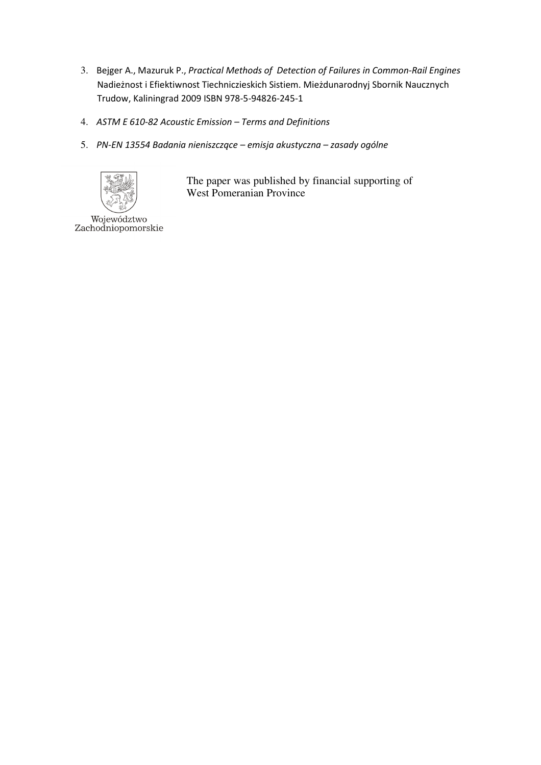3. Bejger A., Mazuruk P., *Practical Methods of Detection of Failures in Common-Rail Engines* Nadieżnost i Efiektiwnost Tiechniczieskich Sistiem. Mieżdunarodnyj Sbornik Naucznych Trudow, Kaliningrad 2009 ISBN 978-5-94826-245-1
4. *ASTM E 610-82 Acoustic Emission – Terms and Definitions*
5. *PN-EN 13554 Badania nieniszczące – emisja akustyczna – zasady ogólne*

Województwo Zachodniopomorskie

The paper was published by financial supporting of West Pomeranian Province